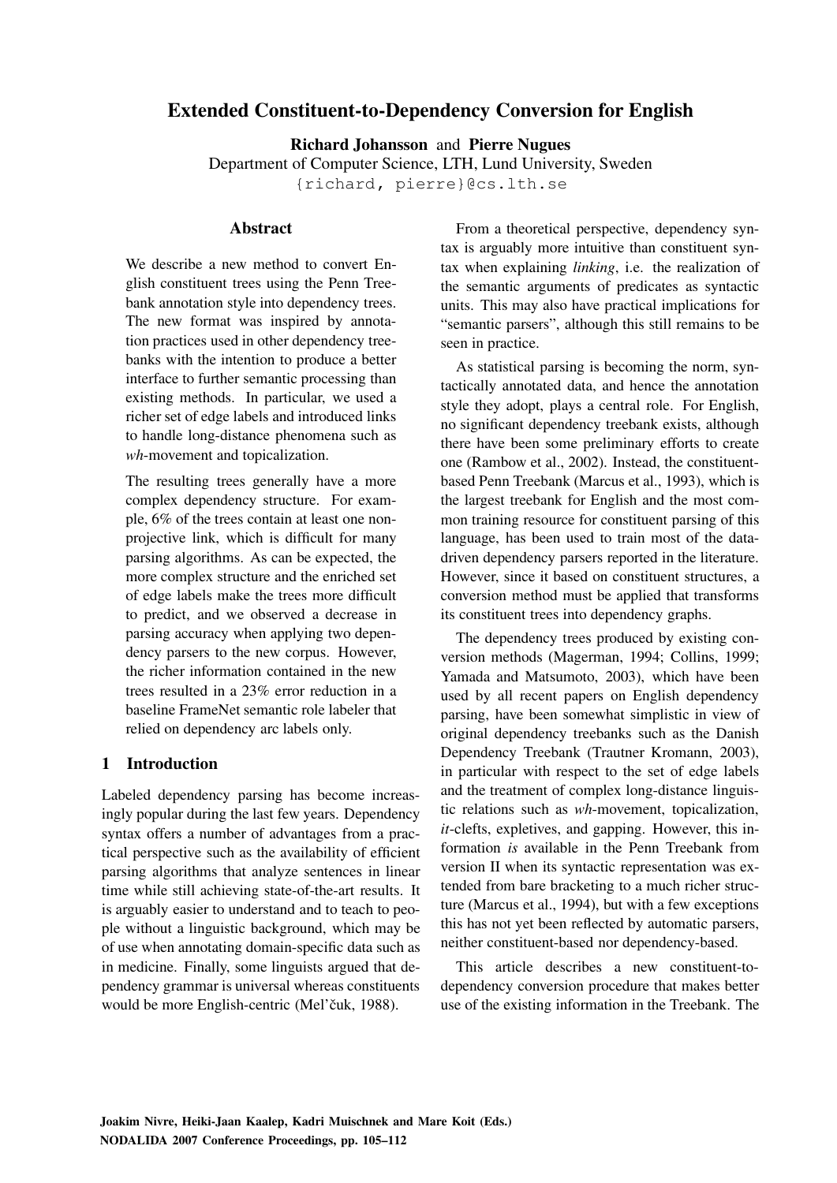# Extended Constituent-to-Dependency Conversion for English

**Richard Johansson** and **Pierre Nugues**
Department of Computer Science, LTH, Lund University, Sweden
{richard, pierre}@cs.lth.se

## Abstract

We describe a new method to convert English constituent trees using the Penn Treebank annotation style into dependency trees. The new format was inspired by annotation practices used in other dependency treebanks with the intention to produce a better interface to further semantic processing than existing methods. In particular, we used a richer set of edge labels and introduced links to handle long-distance phenomena such as *wh*-movement and topicalization.

The resulting trees generally have a more complex dependency structure. For example, 6% of the trees contain at least one non-projective link, which is difficult for many parsing algorithms. As can be expected, the more complex structure and the enriched set of edge labels make the trees more difficult to predict, and we observed a decrease in parsing accuracy when applying two dependency parsers to the new corpus. However, the richer information contained in the new trees resulted in a 23% error reduction in a baseline FrameNet semantic role labeler that relied on dependency arc labels only.

## 1 Introduction

Labeled dependency parsing has become increasingly popular during the last few years. Dependency syntax offers a number of advantages from a practical perspective such as the availability of efficient parsing algorithms that analyze sentences in linear time while still achieving state-of-the-art results. It is arguably easier to understand and to teach to people without a linguistic background, which may be of use when annotating domain-specific data such as in medicine. Finally, some linguists argued that dependency grammar is universal whereas constituents would be more English-centric (Mel'čuk, 1988).

From a theoretical perspective, dependency syntax is arguably more intuitive than constituent syntax when explaining *linking*, i.e. the realization of the semantic arguments of predicates as syntactic units. This may also have practical implications for "semantic parsers", although this still remains to be seen in practice.

As statistical parsing is becoming the norm, syntactically annotated data, and hence the annotation style they adopt, plays a central role. For English, no significant dependency treebank exists, although there have been some preliminary efforts to create one (Rambow et al., 2002). Instead, the constituent-based Penn Treebank (Marcus et al., 1993), which is the largest treebank for English and the most common training resource for constituent parsing of this language, has been used to train most of the data-driven dependency parsers reported in the literature. However, since it based on constituent structures, a conversion method must be applied that transforms its constituent trees into dependency graphs.

The dependency trees produced by existing conversion methods (Magerman, 1994; Collins, 1999; Yamada and Matsumoto, 2003), which have been used by all recent papers on English dependency parsing, have been somewhat simplistic in view of original dependency treebanks such as the Danish Dependency Treebank (Trautner Kromann, 2003), in particular with respect to the set of edge labels and the treatment of complex long-distance linguistic relations such as *wh*-movement, topicalization, *it*-clefts, expletives, and gapping. However, this information *is* available in the Penn Treebank from version II when its syntactic representation was extended from bare bracketing to a much richer structure (Marcus et al., 1994), but with a few exceptions this has not yet been reflected by automatic parsers, neither constituent-based nor dependency-based.

This article describes a new constituent-to-dependency conversion procedure that makes better use of the existing information in the Treebank. The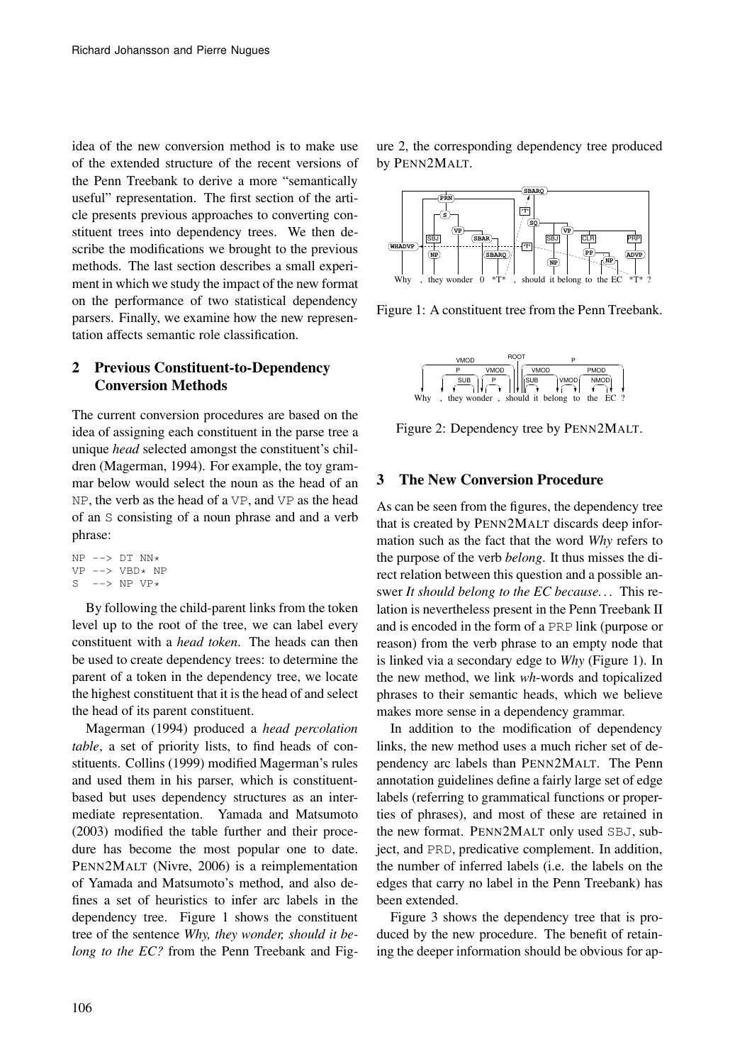idea of the new conversion method is to make use of the extended structure of the recent versions of the Penn Treebank to derive a more "semantically useful" representation. The first section of the article presents previous approaches to converting constituent trees into dependency trees. We then describe the modifications we brought to the previous methods. The last section describes a small experiment in which we study the impact of the new format on the performance of two statistical dependency parsers. Finally, we examine how the new representation affects semantic role classification.

## 2 Previous Constituent-to-Dependency Conversion Methods

The current conversion procedures are based on the idea of assigning each constituent in the parse tree a unique *head* selected amongst the constituent's children (Magerman, 1994). For example, the toy grammar below would select the noun as the head of an NP, the verb as the head of a VP, and VP as the head of an S consisting of a noun phrase and and a verb phrase:

```
NP --> DT NN*
VP --> VBD* NP
S  --> NP VP*
```

By following the child-parent links from the token level up to the root of the tree, we can label every constituent with a *head token*. The heads can then be used to create dependency trees: to determine the parent of a token in the dependency tree, we locate the highest constituent that it is the head of and select the head of its parent constituent.

Magerman (1994) produced a *head percolation table*, a set of priority lists, to find heads of constituents. Collins (1999) modified Magerman's rules and used them in his parser, which is constituent-based but uses dependency structures as an intermediate representation. Yamada and Matsumoto (2003) modified the table further and their procedure has become the most popular one to date. PENN2MALT (Nivre, 2006) is a reimplementation of Yamada and Matsumoto's method, and also defines a set of heuristics to infer arc labels in the dependency tree. Figure 1 shows the constituent tree of the sentence *Why, they wonder, should it belong to the EC?* from the Penn Treebank and Figure 2, the corresponding dependency tree produced by PENN2MALT.

Figure 1: A constituent tree from the Penn Treebank.

Figure 2: Dependency tree by PENN2MALT.

## 3 The New Conversion Procedure

As can be seen from the figures, the dependency tree that is created by PENN2MALT discards deep information such as the fact that the word *Why* refers to the purpose of the verb *belong*. It thus misses the direct relation between this question and a possible answer *It should belong to the EC because...* This relation is nevertheless present in the Penn Treebank II and is encoded in the form of a PRP link (purpose or reason) from the verb phrase to an empty node that is linked via a secondary edge to *Why* (Figure 1). In the new method, we link *wh*-words and topicalized phrases to their semantic heads, which we believe makes more sense in a dependency grammar.

In addition to the modification of dependency links, the new method uses a much richer set of dependency arc labels than PENN2MALT. The Penn annotation guidelines define a fairly large set of edge labels (referring to grammatical functions or properties of phrases), and most of these are retained in the new format. PENN2MALT only used SBJ, subject, and PRD, predicative complement. In addition, the number of inferred labels (i.e. the labels on the edges that carry no label in the Penn Treebank) has been extended.

Figure 3 shows the dependency tree that is produced by the new procedure. The benefit of retaining the deeper information should be obvious for ap-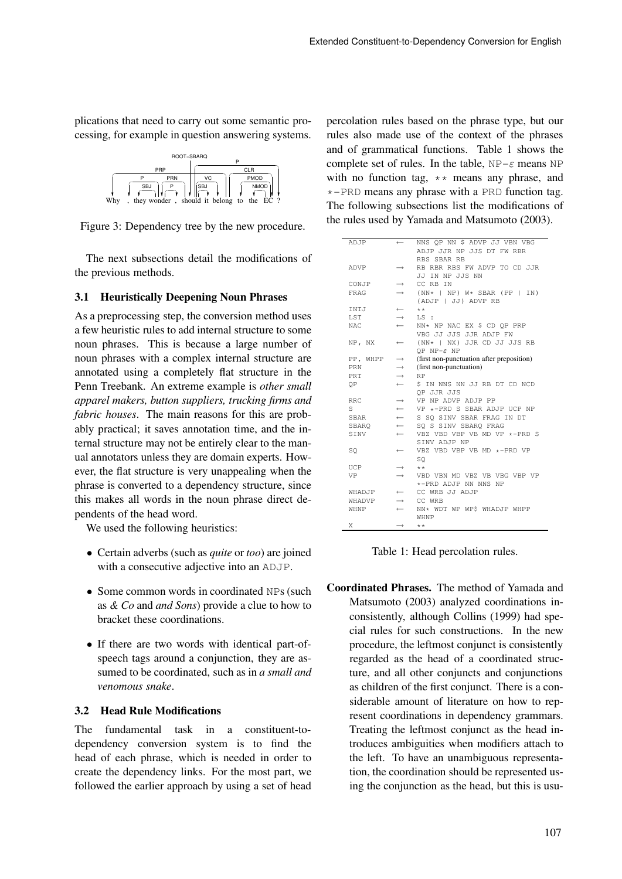plications that need to carry out some semantic processing, for example in question answering systems.

Figure 3: Dependency tree by the new procedure.

The next subsections detail the modifications of the previous methods.

### 3.1 Heuristically Deepening Noun Phrases

As a preprocessing step, the conversion method uses a few heuristic rules to add internal structure to some noun phrases. This is because a large number of noun phrases with a complex internal structure are annotated using a completely flat structure in the Penn Treebank. An extreme example is *other small apparel makers, button suppliers, trucking firms and fabric houses*. The main reasons for this are probably practical; it saves annotation time, and the internal structure may not be entirely clear to the manual annotators unless they are domain experts. However, the flat structure is very unappealing when the phrase is converted to a dependency structure, since this makes all words in the noun phrase direct dependents of the head word.

We used the following heuristics:

- Certain adverbs (such as *quite* or *too*) are joined with a consecutive adjective into an ADJP.
- Some common words in coordinated NPs (such as *& Co* and *and Sons*) provide a clue to how to bracket these coordinations.
- If there are two words with identical part-of-speech tags around a conjunction, they are assumed to be coordinated, such as in *a small and venomous snake*.

### 3.2 Head Rule Modifications

The fundamental task in a constituent-to-dependency conversion system is to find the head of each phrase, which is needed in order to create the dependency links. For the most part, we followed the earlier approach by using a set of head percolation rules based on the phrase type, but our rules also made use of the context of the phrases and of grammatical functions. Table 1 shows the complete set of rules. In the table, NP-$\varepsilon$ means NP with no function tag, ** means any phrase, and *-PRD means any phrase with a PRD function tag. The following subsections list the modifications of the rules used by Yamada and Matsumoto (2003).

| | | |
|---|---|---|
| ADJP | ← | NNS QP NN $ ADVP JJ VBN VBG ADJP JJR NP JJS DT FW RBR RBS SBAR RB |
| ADVP | → | RB RBR RBS FW ADVP TO CD JJR JJ IN NP JJS NN |
| CONJP | → | CC RB IN |
| FRAG | → | (NN* \| NP) W* SBAR (PP \| IN) (ADJP \| JJ) ADVP RB |
| INTJ | ← | ** |
| LST | → | LS : |
| NAC | ← | NN* NP NAC EX $ CD QP PRP VBG JJ JJS JJR ADJP FW |
| NP, NX | ← | (NN* \| NX) JJR CD JJ JJS RB QP NP-$\varepsilon$ NP |
| PP, WHPP | → | (first non-punctuation after preposition) |
| PRN | → | (first non-punctuation) |
| PRT | → | RP |
| QP | ← | $ IN NNS NN JJ RB DT CD NCD QP JJR JJS |
| RRC | → | VP NP ADVP ADJP PP |
| S | ← | VP *-PRD S SBAR ADJP UCP NP |
| SBAR | ← | S SQ SINV SBAR FRAG IN DT |
| SBARQ | ← | SQ S SINV SBARQ FRAG |
| SINV | ← | VBZ VBD VBP VB MD VP *-PRD S SINV ADJP NP |
| SQ | ← | VBZ VBD VBP VB MD *-PRD VP SQ |
| UCP | → | ** |
| VP | → | VBD VBN MD VBZ VB VBG VBP VP *-PRD ADJP NN NNS NP |
| WHADJP | ← | CC WRB JJ ADJP |
| WHADVP | → | CC WRB |
| WHNP | ← | NN* WDT WP WP$ WHADJP WHPP WHNP |
| X | → | ** |

Table 1: Head percolation rules.

**Coordinated Phrases.** The method of Yamada and Matsumoto (2003) analyzed coordinations inconsistently, although Collins (1999) had special rules for such constructions. In the new procedure, the leftmost conjunct is consistently regarded as the head of a coordinated structure, and all other conjuncts and conjunctions as children of the first conjunct. There is a considerable amount of literature on how to represent coordinations in dependency grammars. Treating the leftmost conjunct as the head introduces ambiguities when modifiers attach to the left. To have an unambiguous representation, the coordination should be represented using the conjunction as the head, but this is usu-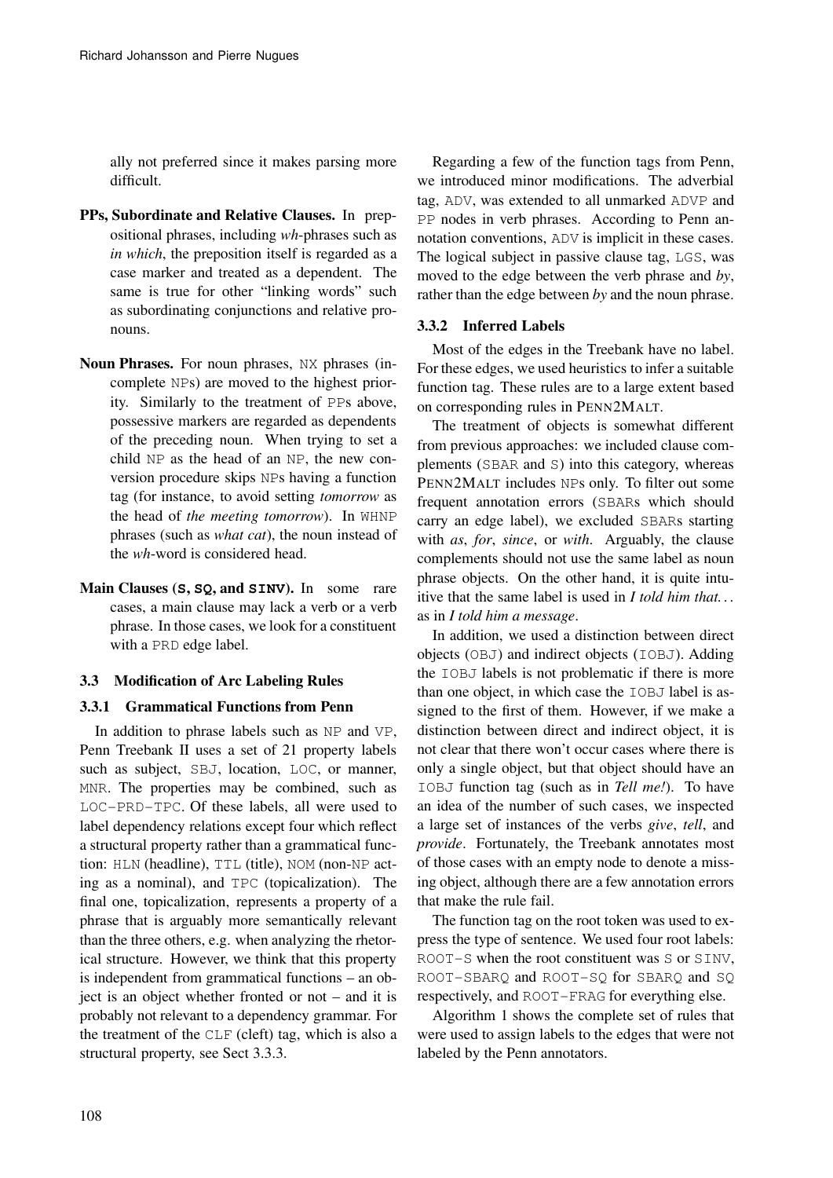ally not preferred since it makes parsing more difficult.

**PPs, Subordinate and Relative Clauses.** In prepositional phrases, including *wh*-phrases such as *in which*, the preposition itself is regarded as a case marker and treated as a dependent. The same is true for other "linking words" such as subordinating conjunctions and relative pronouns.

**Noun Phrases.** For noun phrases, `NX` phrases (incomplete `NP`s) are moved to the highest priority. Similarly to the treatment of `PP`s above, possessive markers are regarded as dependents of the preceding noun. When trying to set a child `NP` as the head of an `NP`, the new conversion procedure skips `NP`s having a function tag (for instance, to avoid setting *tomorrow* as the head of *the meeting tomorrow*). In `WHNP` phrases (such as *what cat*), the noun instead of the *wh*-word is considered head.

**Main Clauses (`S`, `SQ`, and `SINV`).** In some rare cases, a main clause may lack a verb or a verb phrase. In those cases, we look for a constituent with a `PRD` edge label.

### 3.3 Modification of Arc Labeling Rules

#### 3.3.1 Grammatical Functions from Penn

In addition to phrase labels such as `NP` and `VP`, Penn Treebank II uses a set of 21 property labels such as subject, `SBJ`, location, `LOC`, or manner, `MNR`. The properties may be combined, such as `LOC-PRD-TPC`. Of these labels, all were used to label dependency relations except four which reflect a structural property rather than a grammatical function: `HLN` (headline), `TTL` (title), `NOM` (non-`NP` acting as a nominal), and `TPC` (topicalization). The final one, topicalization, represents a property of a phrase that is arguably more semantically relevant than the three others, e.g. when analyzing the rhetorical structure. However, we think that this property is independent from grammatical functions – an object is an object whether fronted or not – and it is probably not relevant to a dependency grammar. For the treatment of the `CLF` (cleft) tag, which is also a structural property, see Sect 3.3.3.

Regarding a few of the function tags from Penn, we introduced minor modifications. The adverbial tag, `ADV`, was extended to all unmarked `ADVP` and `PP` nodes in verb phrases. According to Penn annotation conventions, `ADV` is implicit in these cases. The logical subject in passive clause tag, `LGS`, was moved to the edge between the verb phrase and *by*, rather than the edge between *by* and the noun phrase.

#### 3.3.2 Inferred Labels

Most of the edges in the Treebank have no label. For these edges, we used heuristics to infer a suitable function tag. These rules are to a large extent based on corresponding rules in PENN2MALT.

The treatment of objects is somewhat different from previous approaches: we included clause complements (`SBAR` and `S`) into this category, whereas PENN2MALT includes `NP`s only. To filter out some frequent annotation errors (`SBAR`s which should carry an edge label), we excluded `SBAR`s starting with *as*, *for*, *since*, or *with*. Arguably, the clause complements should not use the same label as noun phrase objects. On the other hand, it is quite intuitive that the same label is used in *I told him that...* as in *I told him a message*.

In addition, we used a distinction between direct objects (`OBJ`) and indirect objects (`IOBJ`). Adding the `IOBJ` labels is not problematic if there is more than one object, in which case the `IOBJ` label is assigned to the first of them. However, if we make a distinction between direct and indirect object, it is not clear that there won't occur cases where there is only a single object, but that object should have an `IOBJ` function tag (such as in *Tell me!*). To have an idea of the number of such cases, we inspected a large set of instances of the verbs *give*, *tell*, and *provide*. Fortunately, the Treebank annotates most of those cases with an empty node to denote a missing object, although there are a few annotation errors that make the rule fail.

The function tag on the root token was used to express the type of sentence. We used four root labels: `ROOT-S` when the root constituent was `S` or `SINV`, `ROOT-SBARQ` and `ROOT-SQ` for `SBARQ` and `SQ` respectively, and `ROOT-FRAG` for everything else.

Algorithm 1 shows the complete set of rules that were used to assign labels to the edges that were not labeled by the Penn annotators.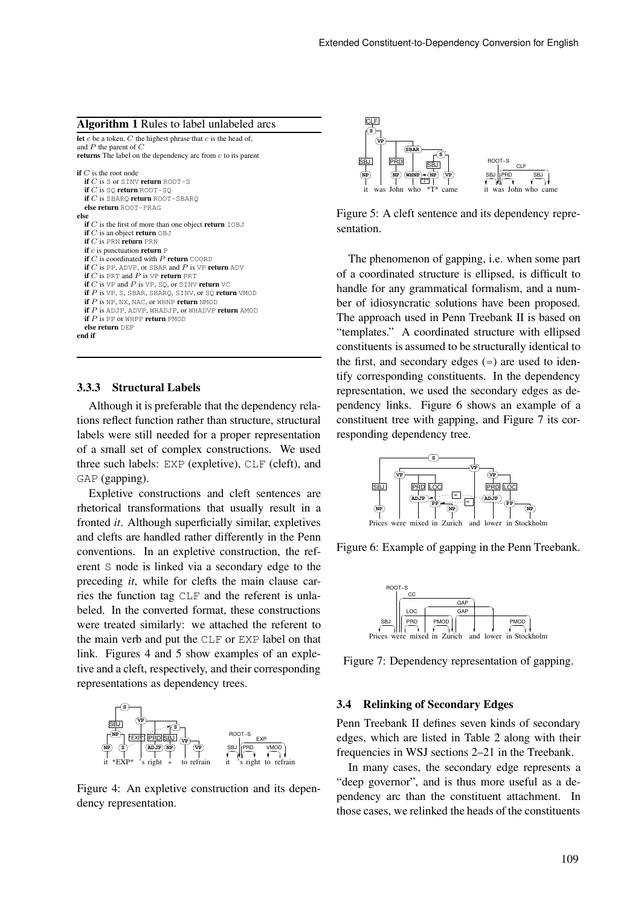**Algorithm 1** Rules to label unlabeled arcs

**let** $c$ be a token, $C$ the highest phrase that $c$ is the head of, and $P$ the parent of $C$
**returns** The label on the dependency arc from $c$ to its parent

```
if C is the root node
  if C is S or SINV return ROOT-S
  if C is SQ return ROOT-SQ
  if C is SBARQ return ROOT-SBARQ
  else return ROOT-FRAG
else
  if C is the first of more than one object return IOBJ
  if C is an object return OBJ
  if C is PRN return PRN
  if c is punctuation return P
  if C is coordinated with P return COORD
  if C is PP, ADVP, or SBAR and P is VP return ADV
  if C is PRT and P is VP return PRT
  if C is VP and P is VP, SQ, or SINV return VC
  if P is VP, S, SBAR, SBARQ, SINV, or SQ return VMOD
  if P is NP, NX, NAC, or WHNP return NMOD
  if P is ADJP, ADVP, WHADJP, or WHADVP return AMOD
  if P is PP or WHPP return PMOD
  else return DEP
end if
```

### 3.3.3 Structural Labels

Although it is preferable that the dependency relations reflect function rather than structure, structural labels were still needed for a proper representation of a small set of complex constructions. We used three such labels: EXP (expletive), CLF (cleft), and GAP (gapping).

Expletive constructions and cleft sentences are rhetorical transformations that usually result in a fronted *it*. Although superficially similar, expletives and clefts are handled rather differently in the Penn conventions. In an expletive construction, the referent S node is linked via a secondary edge to the preceding *it*, while for clefts the main clause carries the function tag CLF and the referent is unlabeled. In the converted format, these constructions were treated similarly: we attached the referent to the main verb and put the CLF or EXP label on that link. Figures 4 and 5 show examples of an expletive and a cleft, respectively, and their corresponding representations as dependency trees.

Figure 4: An expletive construction and its dependency representation.

Figure 5: A cleft sentence and its dependency representation.

The phenomenon of gapping, i.e. when some part of a coordinated structure is ellipsed, is difficult to handle for any grammatical formalism, and a number of idiosyncratic solutions have been proposed. The approach used in Penn Treebank II is based on "templates." A coordinated structure with ellipsed constituents is assumed to be structurally identical to the first, and secondary edges (=) are used to identify corresponding constituents. In the dependency representation, we used the secondary edges as dependency links. Figure 6 shows an example of a constituent tree with gapping, and Figure 7 its corresponding dependency tree.

Figure 6: Example of gapping in the Penn Treebank.

Figure 7: Dependency representation of gapping.

### 3.4 Relinking of Secondary Edges

Penn Treebank II defines seven kinds of secondary edges, which are listed in Table 2 along with their frequencies in WSJ sections 2–21 in the Treebank.

In many cases, the secondary edge represents a "deep governor", and is thus more useful as a dependency arc than the constituent attachment. In those cases, we relinked the heads of the constituents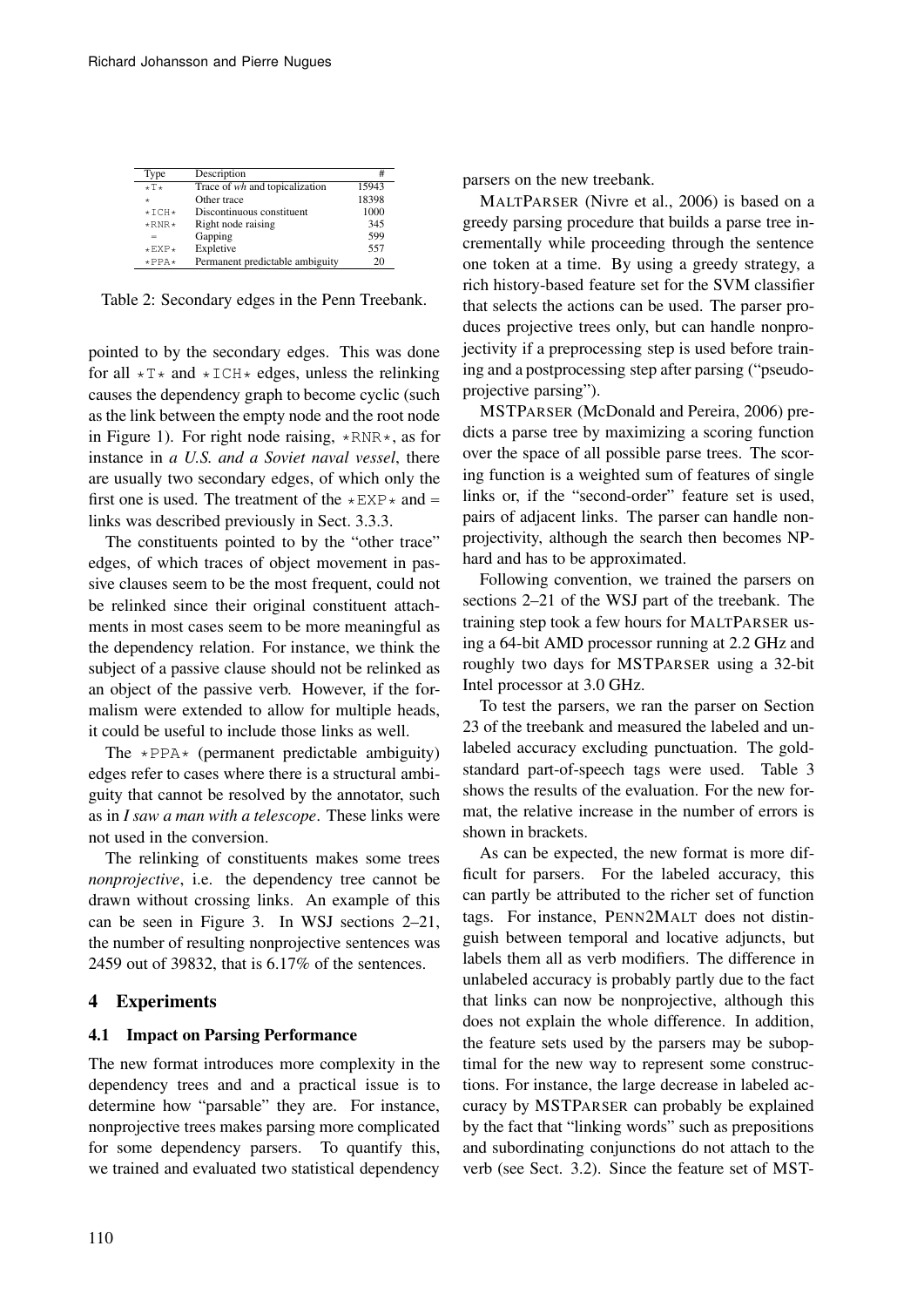| Type | Description | # |
|---|---|---|
| *T* | Trace of *wh* and topicalization | 15943 |
| * | Other trace | 18398 |
| *ICH* | Discontinuous constituent | 1000 |
| *RNR* | Right node raising | 345 |
| = | Gapping | 599 |
| *EXP* | Expletive | 557 |
| *PPA* | Permanent predictable ambiguity | 20 |

Table 2: Secondary edges in the Penn Treebank.

pointed to by the secondary edges. This was done for all *T* and *ICH* edges, unless the relinking causes the dependency graph to become cyclic (such as the link between the empty node and the root node in Figure 1). For right node raising, *RNR*, as for instance in *a U.S. and a Soviet naval vessel*, there are usually two secondary edges, of which only the first one is used. The treatment of the *EXP* and = links was described previously in Sect. 3.3.3.

The constituents pointed to by the "other trace" edges, of which traces of object movement in passive clauses seem to be the most frequent, could not be relinked since their original constituent attachments in most cases seem to be more meaningful as the dependency relation. For instance, we think the subject of a passive clause should not be relinked as an object of the passive verb. However, if the formalism were extended to allow for multiple heads, it could be useful to include those links as well.

The *PPA* (permanent predictable ambiguity) edges refer to cases where there is a structural ambiguity that cannot be resolved by the annotator, such as in *I saw a man with a telescope*. These links were not used in the conversion.

The relinking of constituents makes some trees *nonprojective*, i.e. the dependency tree cannot be drawn without crossing links. An example of this can be seen in Figure 3. In WSJ sections 2–21, the number of resulting nonprojective sentences was 2459 out of 39832, that is 6.17% of the sentences.

## 4 Experiments

### 4.1 Impact on Parsing Performance

The new format introduces more complexity in the dependency trees and and a practical issue is to determine how "parsable" they are. For instance, nonprojective trees makes parsing more complicated for some dependency parsers. To quantify this, we trained and evaluated two statistical dependency parsers on the new treebank.

MALTPARSER (Nivre et al., 2006) is based on a greedy parsing procedure that builds a parse tree incrementally while proceeding through the sentence one token at a time. By using a greedy strategy, a rich history-based feature set for the SVM classifier that selects the actions can be used. The parser produces projective trees only, but can handle nonprojectivity if a preprocessing step is used before training and a postprocessing step after parsing ("pseudo-projective parsing").

MSTPARSER (McDonald and Pereira, 2006) predicts a parse tree by maximizing a scoring function over the space of all possible parse trees. The scoring function is a weighted sum of features of single links or, if the "second-order" feature set is used, pairs of adjacent links. The parser can handle nonprojectivity, although the search then becomes NP-hard and has to be approximated.

Following convention, we trained the parsers on sections 2–21 of the WSJ part of the treebank. The training step took a few hours for MALTPARSER using a 64-bit AMD processor running at 2.2 GHz and roughly two days for MSTPARSER using a 32-bit Intel processor at 3.0 GHz.

To test the parsers, we ran the parser on Section 23 of the treebank and measured the labeled and unlabeled accuracy excluding punctuation. The gold-standard part-of-speech tags were used. Table 3 shows the results of the evaluation. For the new format, the relative increase in the number of errors is shown in brackets.

As can be expected, the new format is more difficult for parsers. For the labeled accuracy, this can partly be attributed to the richer set of function tags. For instance, PENN2MALT does not distinguish between temporal and locative adjuncts, but labels them all as verb modifiers. The difference in unlabeled accuracy is probably partly due to the fact that links can now be nonprojective, although this does not explain the whole difference. In addition, the feature sets used by the parsers may be suboptimal for the new way to represent some constructions. For instance, the large decrease in labeled accuracy by MSTPARSER can probably be explained by the fact that "linking words" such as prepositions and subordinating conjunctions do not attach to the verb (see Sect. 3.2). Since the feature set of MST-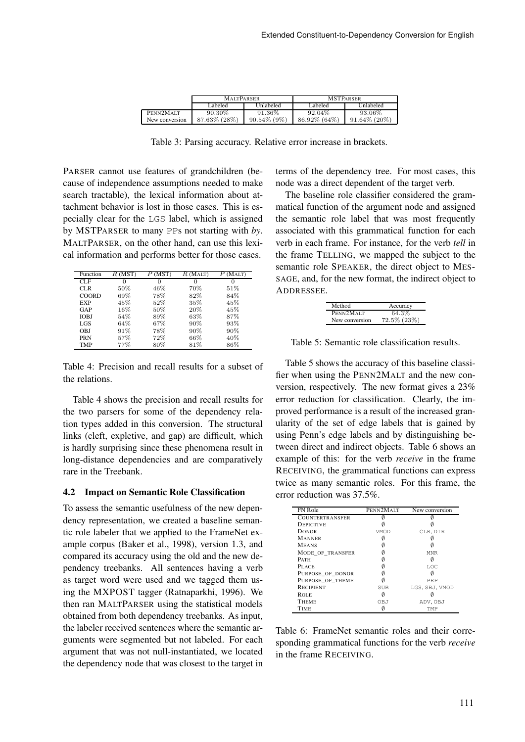|  | MALTPARSER | | MSTPARSER | |
|---|---|---|---|---|
|  | Labeled | Unlabeled | Labeled | Unlabeled |
| PENN2MALT | 90.30% | 91.36% | 92.04% | 93.06% |
| New conversion | 87.63% (28%) | 90.54% (9%) | 86.92% (64%) | 91.64% (20%) |

Table 3: Parsing accuracy. Relative error increase in brackets.

PARSER cannot use features of grandchildren (because of independence assumptions needed to make search tractable), the lexical information about attachment behavior is lost in those cases. This is especially clear for the LGS label, which is assigned by MSTPARSER to many PPs not starting with *by*. MALTPARSER, on the other hand, can use this lexical information and performs better for those cases.

| Function | $R$ (MST) | $P$ (MST) | $R$ (MALT) | $P$ (MALT) |
|---|---|---|---|---|
| CLF | 0 | 0 | 0 | 0 |
| CLR | 50% | 46% | 70% | 51% |
| COORD | 69% | 78% | 82% | 84% |
| EXP | 45% | 52% | 35% | 45% |
| GAP | 16% | 50% | 20% | 45% |
| IOBJ | 54% | 89% | 63% | 87% |
| LGS | 64% | 67% | 90% | 93% |
| OBJ | 91% | 78% | 90% | 90% |
| PRN | 57% | 72% | 66% | 40% |
| TMP | 77% | 80% | 81% | 86% |

Table 4: Precision and recall results for a subset of the relations.

Table 4 shows the precision and recall results for the two parsers for some of the dependency relation types added in this conversion. The structural links (cleft, expletive, and gap) are difficult, which is hardly surprising since these phenomena result in long-distance dependencies and are comparatively rare in the Treebank.

### 4.2 Impact on Semantic Role Classification

To assess the semantic usefulness of the new dependency representation, we created a baseline semantic role labeler that we applied to the FrameNet example corpus (Baker et al., 1998), version 1.3, and compared its accuracy using the old and the new dependency treebanks. All sentences having a verb as target word were used and we tagged them using the MXPOST tagger (Ratnaparkhi, 1996). We then ran MALTPARSER using the statistical models obtained from both dependency treebanks. As input, the labeler received sentences where the semantic arguments were segmented but not labeled. For each argument that was not null-instantiated, we located the dependency node that was closest to the target in terms of the dependency tree. For most cases, this node was a direct dependent of the target verb.

The baseline role classifier considered the grammatical function of the argument node and assigned the semantic role label that was most frequently associated with this grammatical function for each verb in each frame. For instance, for the verb *tell* in the frame TELLING, we mapped the subject to the semantic role SPEAKER, the direct object to MESSAGE, and, for the new format, the indirect object to ADDRESSEE.

| Method | Accuracy |
|---|---|
| PENN2MALT | 64.3% |
| New conversion | 72.5% (23%) |

Table 5: Semantic role classification results.

Table 5 shows the accuracy of this baseline classifier when using the PENN2MALT and the new conversion, respectively. The new format gives a 23% error reduction for classification. Clearly, the improved performance is a result of the increased granularity of the set of edge labels that is gained by using Penn's edge labels and by distinguishing between direct and indirect objects. Table 6 shows an example of this: for the verb *receive* in the frame RECEIVING, the grammatical functions can express twice as many semantic roles. For this frame, the error reduction was 37.5%.

| FN Role | PENN2MALT | New conversion |
|---|---|---|
| COUNTERTRANSFER | ∅ | ∅ |
| DEPICTIVE | ∅ | ∅ |
| DONOR | VMOD | CLR, DIR |
| MANNER | ∅ | ∅ |
| MEANS | ∅ | ∅ |
| MODE_OF_TRANSFER | ∅ | MNR |
| PATH | ∅ | ∅ |
| PLACE | ∅ | LOC |
| PURPOSE_OF_DONOR | ∅ | ∅ |
| PURPOSE_OF_THEME | ∅ | PRP |
| RECIPIENT | SUB | LGS, SBJ, VMOD |
| ROLE | ∅ | ∅ |
| THEME | OBJ | ADV, OBJ |
| TIME | ∅ | TMP |

Table 6: FrameNet semantic roles and their corresponding grammatical functions for the verb *receive* in the frame RECEIVING.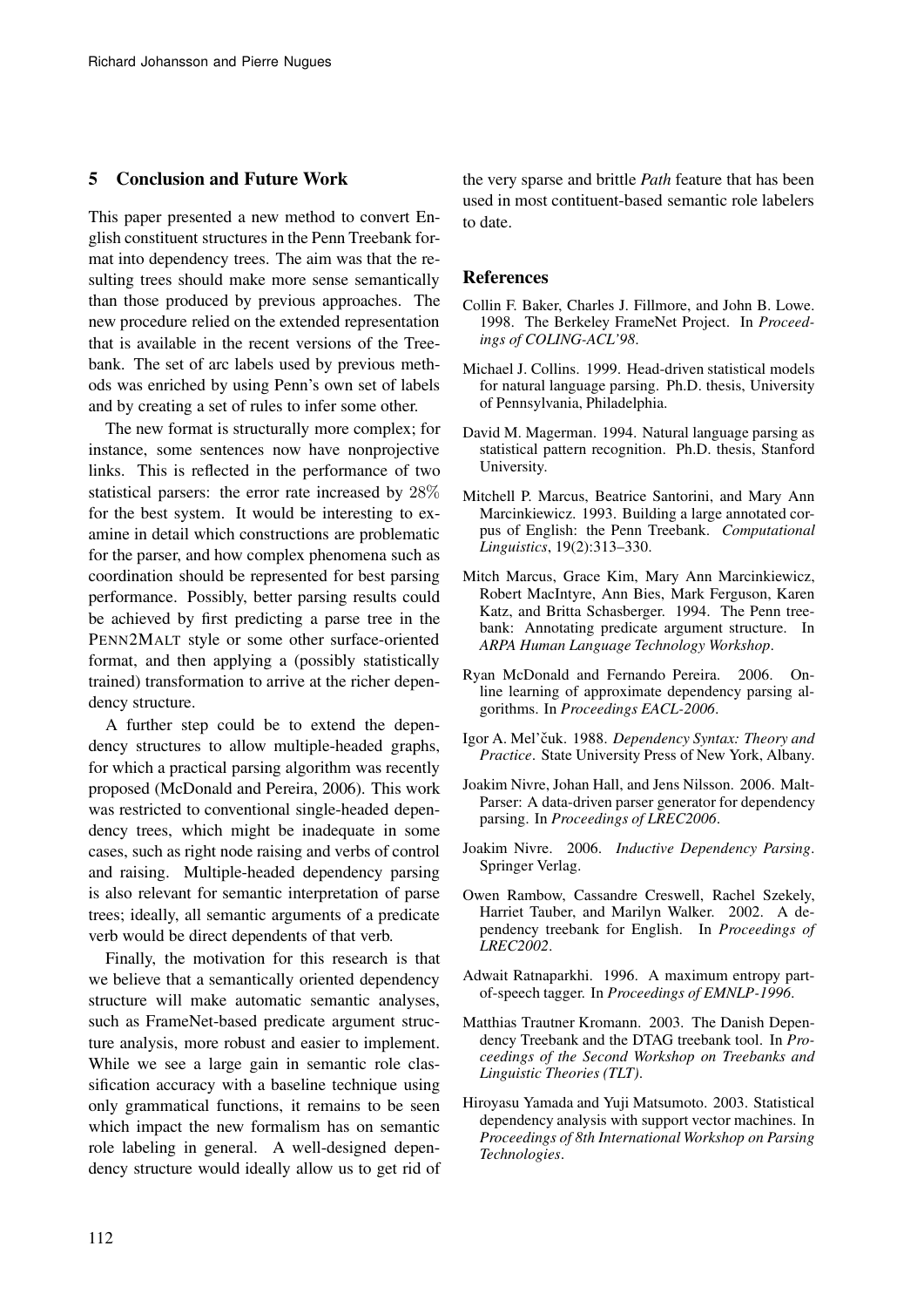## 5 Conclusion and Future Work

This paper presented a new method to convert English constituent structures in the Penn Treebank format into dependency trees. The aim was that the resulting trees should make more sense semantically than those produced by previous approaches. The new procedure relied on the extended representation that is available in the recent versions of the Treebank. The set of arc labels used by previous methods was enriched by using Penn's own set of labels and by creating a set of rules to infer some other.

The new format is structurally more complex; for instance, some sentences now have nonprojective links. This is reflected in the performance of two statistical parsers: the error rate increased by 28% for the best system. It would be interesting to examine in detail which constructions are problematic for the parser, and how complex phenomena such as coordination should be represented for best parsing performance. Possibly, better parsing results could be achieved by first predicting a parse tree in the PENN2MALT style or some other surface-oriented format, and then applying a (possibly statistically trained) transformation to arrive at the richer dependency structure.

A further step could be to extend the dependency structures to allow multiple-headed graphs, for which a practical parsing algorithm was recently proposed (McDonald and Pereira, 2006). This work was restricted to conventional single-headed dependency trees, which might be inadequate in some cases, such as right node raising and verbs of control and raising. Multiple-headed dependency parsing is also relevant for semantic interpretation of parse trees; ideally, all semantic arguments of a predicate verb would be direct dependents of that verb.

Finally, the motivation for this research is that we believe that a semantically oriented dependency structure will make automatic semantic analyses, such as FrameNet-based predicate argument structure analysis, more robust and easier to implement. While we see a large gain in semantic role classification accuracy with a baseline technique using only grammatical functions, it remains to be seen which impact the new formalism has on semantic role labeling in general. A well-designed dependency structure would ideally allow us to get rid of the very sparse and brittle *Path* feature that has been used in most contituent-based semantic role labelers to date.

## References

Collin F. Baker, Charles J. Fillmore, and John B. Lowe. 1998. The Berkeley FrameNet Project. In *Proceedings of COLING-ACL'98*.

Michael J. Collins. 1999. Head-driven statistical models for natural language parsing. Ph.D. thesis, University of Pennsylvania, Philadelphia.

David M. Magerman. 1994. Natural language parsing as statistical pattern recognition. Ph.D. thesis, Stanford University.

Mitchell P. Marcus, Beatrice Santorini, and Mary Ann Marcinkiewicz. 1993. Building a large annotated corpus of English: the Penn Treebank. *Computational Linguistics*, 19(2):313–330.

Mitch Marcus, Grace Kim, Mary Ann Marcinkiewicz, Robert MacIntyre, Ann Bies, Mark Ferguson, Karen Katz, and Britta Schasberger. 1994. The Penn treebank: Annotating predicate argument structure. In *ARPA Human Language Technology Workshop*.

Ryan McDonald and Fernando Pereira. 2006. Online learning of approximate dependency parsing algorithms. In *Proceedings EACL-2006*.

Igor A. Mel'čuk. 1988. *Dependency Syntax: Theory and Practice*. State University Press of New York, Albany.

Joakim Nivre, Johan Hall, and Jens Nilsson. 2006. MaltParser: A data-driven parser generator for dependency parsing. In *Proceedings of LREC2006*.

Joakim Nivre. 2006. *Inductive Dependency Parsing*. Springer Verlag.

Owen Rambow, Cassandre Creswell, Rachel Szekely, Harriet Tauber, and Marilyn Walker. 2002. A dependency treebank for English. In *Proceedings of LREC2002*.

Adwait Ratnaparkhi. 1996. A maximum entropy part-of-speech tagger. In *Proceedings of EMNLP-1996*.

Matthias Trautner Kromann. 2003. The Danish Dependency Treebank and the DTAG treebank tool. In *Proceedings of the Second Workshop on Treebanks and Linguistic Theories (TLT)*.

Hiroyasu Yamada and Yuji Matsumoto. 2003. Statistical dependency analysis with support vector machines. In *Proceedings of 8th International Workshop on Parsing Technologies*.